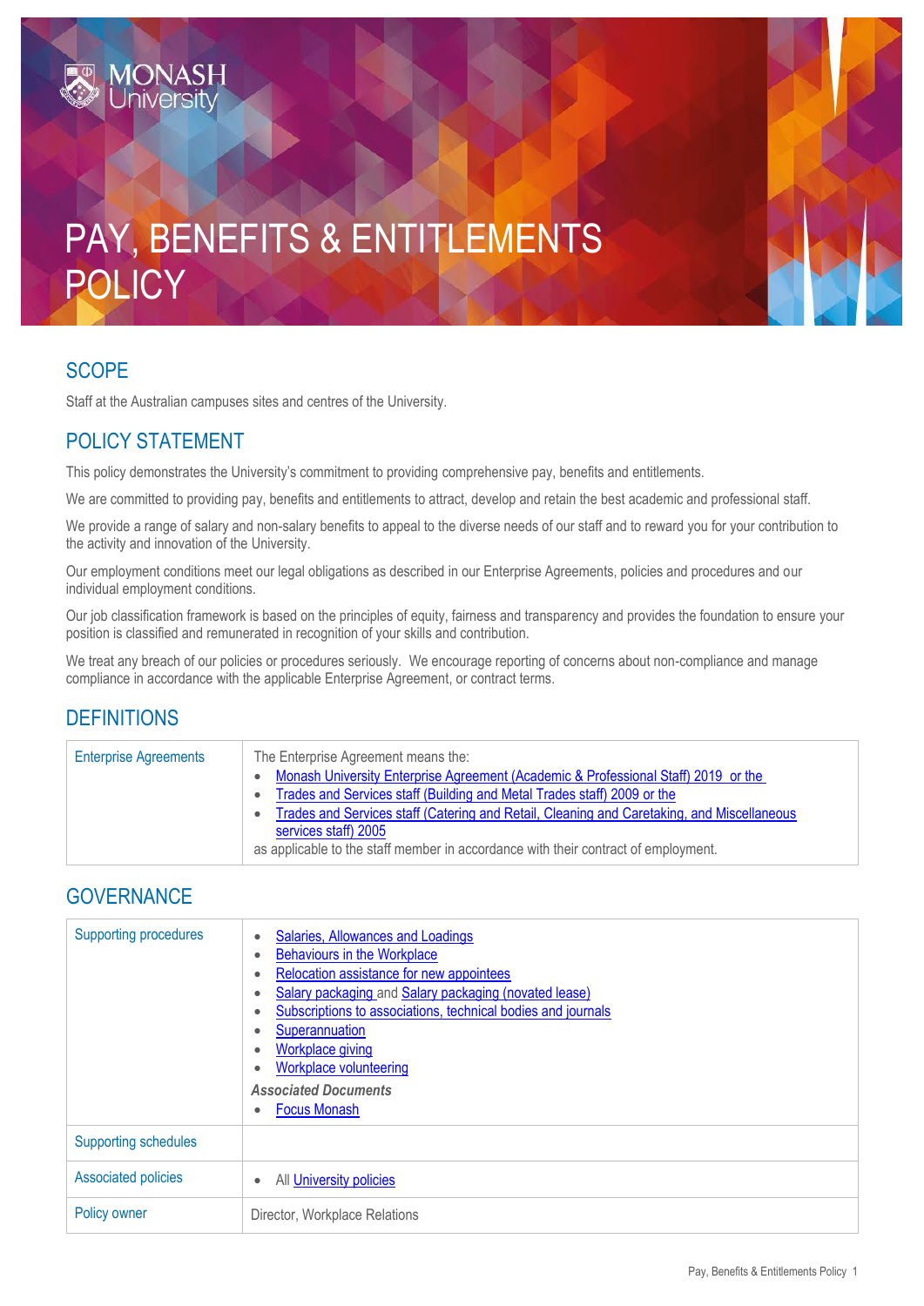# PAY, BENEFITS & ENTITLEMENTS POLICY

## SCOPE

Staff at the Australian campuses sites and centres of the University.

## POLICY STATEMENT

This policy demonstrates the University's commitment to providing comprehensive pay, benefits and entitlements.

We are committed to providing pay, benefits and entitlements to attract, develop and retain the best academic and professional staff.

We provide a range of salary and non-salary benefits to appeal to the diverse needs of our staff and to reward you for your contribution to the activity and innovation of the University.

Our employment conditions meet our legal obligations as described in our Enterprise Agreements, policies and procedures and our individual employment conditions.

Our job classification framework is based on the principles of equity, fairness and transparency and provides the foundation to ensure your position is classified and remunerated in recognition of your skills and contribution.

We treat any breach of our policies or procedures seriously. We encourage reporting of concerns about non-compliance and manage compliance in accordance with the applicable Enterprise Agreement, or contract terms.

## DEFINITIONS

| | |
|---|---|
| Enterprise Agreements | The Enterprise Agreement means the:<br>• Monash University Enterprise Agreement (Academic & Professional Staff) 2019 or the<br>• Trades and Services staff (Building and Metal Trades staff) 2009 or the<br>• Trades and Services staff (Catering and Retail, Cleaning and Caretaking, and Miscellaneous services staff) 2005<br>as applicable to the staff member in accordance with their contract of employment. |

## GOVERNANCE

| | |
|---|---|
| Supporting procedures | • Salaries, Allowances and Loadings<br>• Behaviours in the Workplace<br>• Relocation assistance for new appointees<br>• Salary packaging and Salary packaging (novated lease)<br>• Subscriptions to associations, technical bodies and journals<br>• Superannuation<br>• Workplace giving<br>• Workplace volunteering<br>***Associated Documents***<br>• Focus Monash |
| Supporting schedules | |
| Associated policies | • All University policies |
| Policy owner | Director, Workplace Relations |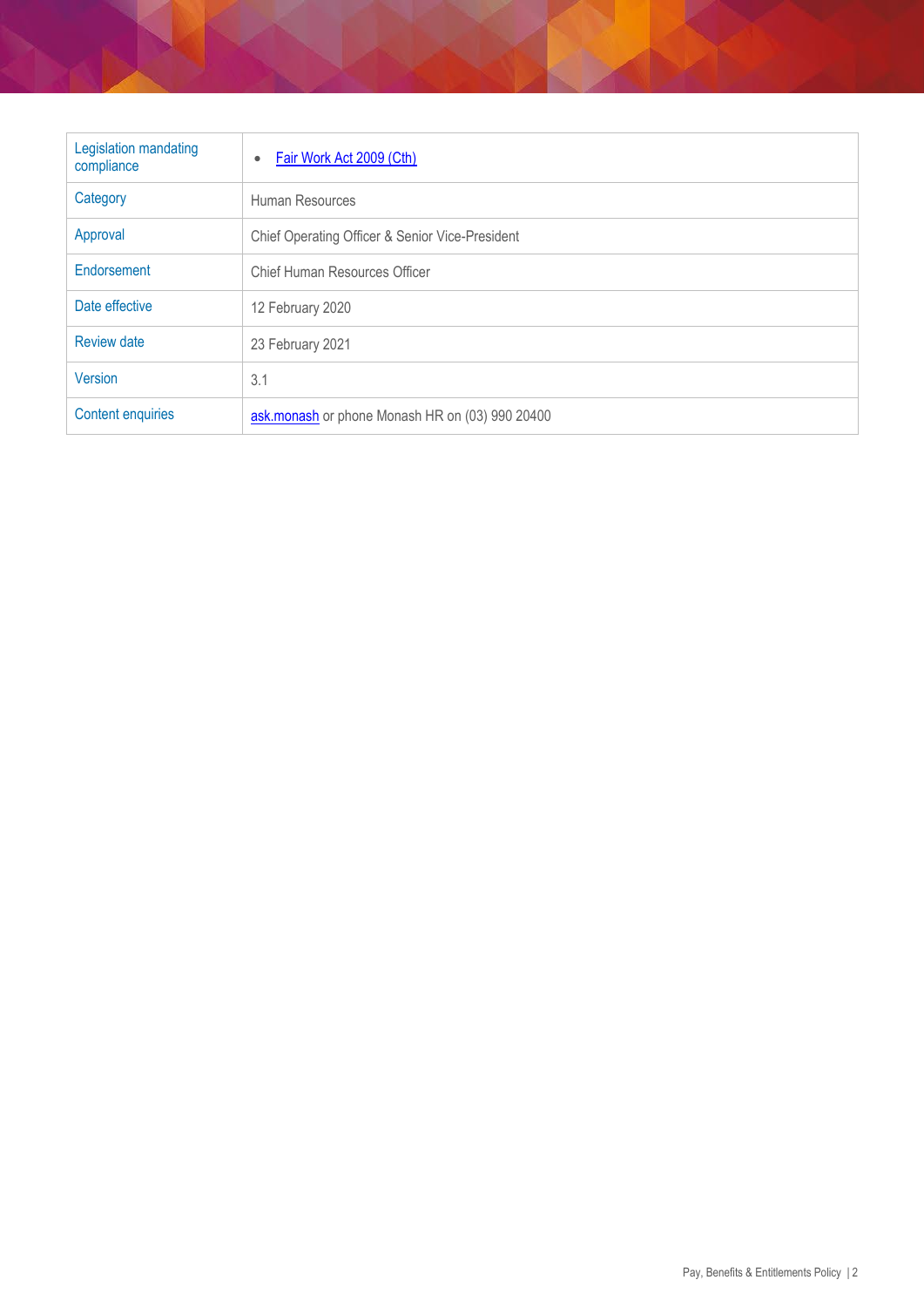| | |
|---|---|
| Legislation mandating compliance | • [Fair Work Act 2009 (Cth)] |
| Category | Human Resources |
| Approval | Chief Operating Officer & Senior Vice-President |
| Endorsement | Chief Human Resources Officer |
| Date effective | 12 February 2020 |
| Review date | 23 February 2021 |
| Version | 3.1 |
| Content enquiries | ask.monash or phone Monash HR on (03) 990 20400 |